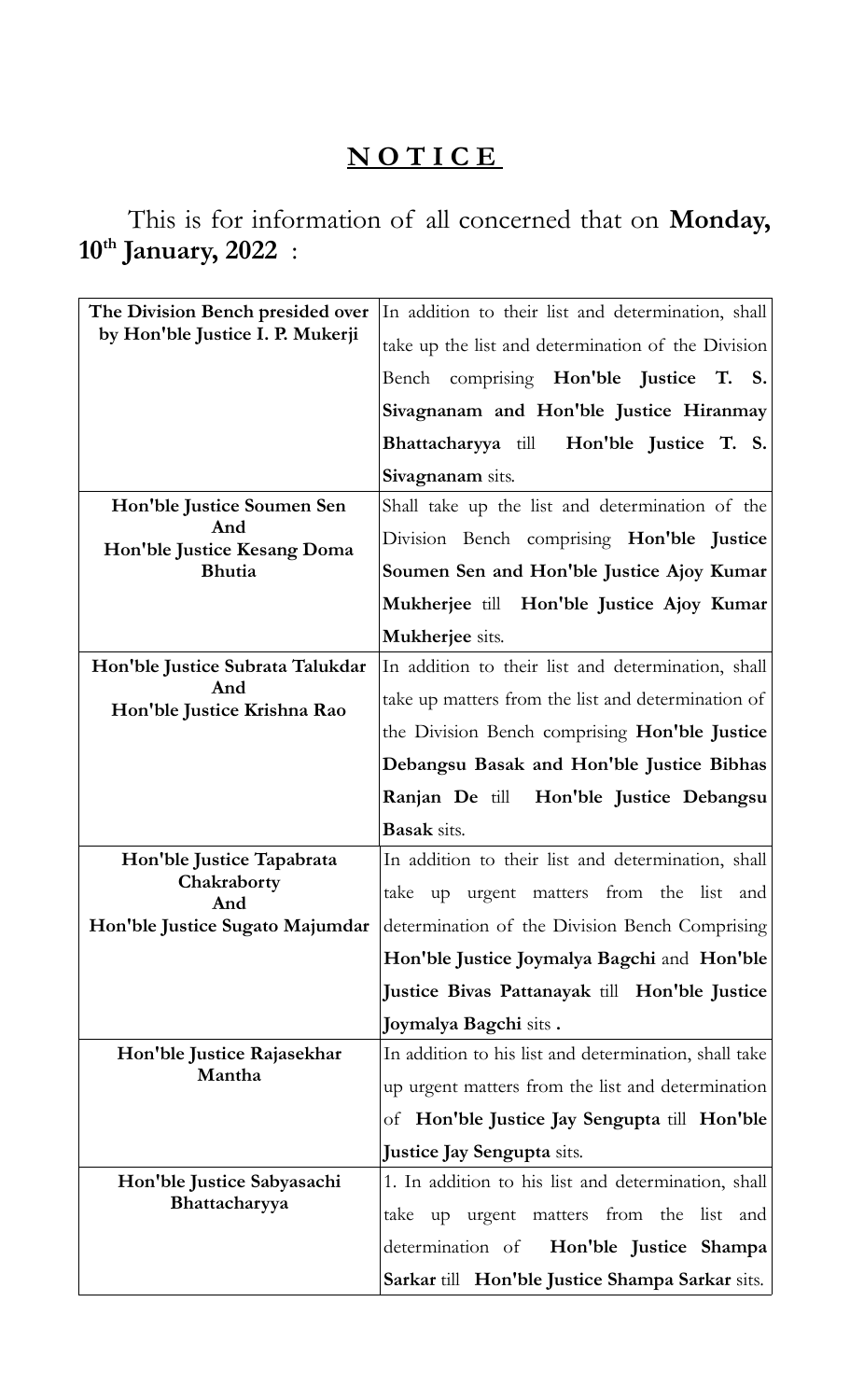# **N O T I C E**

This is for information of all concerned that on **Monday, 10th January, 2022** :

| | |
|---|---|
| **The Division Bench presided over by Hon'ble Justice I. P. Mukerji** | In addition to their list and determination, shall take up the list and determination of the Division Bench comprising **Hon'ble Justice T. S. Sivagnanam and Hon'ble Justice Hiranmay Bhattacharyya** till **Hon'ble Justice T. S. Sivagnanam** sits. |
| **Hon'ble Justice Soumen Sen And Hon'ble Justice Kesang Doma Bhutia** | Shall take up the list and determination of the Division Bench comprising **Hon'ble Justice Soumen Sen and Hon'ble Justice Ajoy Kumar Mukherjee** till **Hon'ble Justice Ajoy Kumar Mukherjee** sits. |
| **Hon'ble Justice Subrata Talukdar And Hon'ble Justice Krishna Rao** | In addition to their list and determination, shall take up matters from the list and determination of the Division Bench comprising **Hon'ble Justice Debangsu Basak and Hon'ble Justice Bibhas Ranjan De** till **Hon'ble Justice Debangsu Basak** sits. |
| **Hon'ble Justice Tapabrata Chakraborty And Hon'ble Justice Sugato Majumdar** | In addition to their list and determination, shall take up urgent matters from the list and determination of the Division Bench Comprising **Hon'ble Justice Joymalya Bagchi** and **Hon'ble Justice Bivas Pattanayak** till **Hon'ble Justice Joymalya Bagchi** sits **.** |
| **Hon'ble Justice Rajasekhar Mantha** | In addition to his list and determination, shall take up urgent matters from the list and determination of **Hon'ble Justice Jay Sengupta** till **Hon'ble Justice Jay Sengupta** sits. |
| **Hon'ble Justice Sabyasachi Bhattacharyya** | 1. In addition to his list and determination, shall take up urgent matters from the list and determination of **Hon'ble Justice Shampa Sarkar** till **Hon'ble Justice Shampa Sarkar** sits. |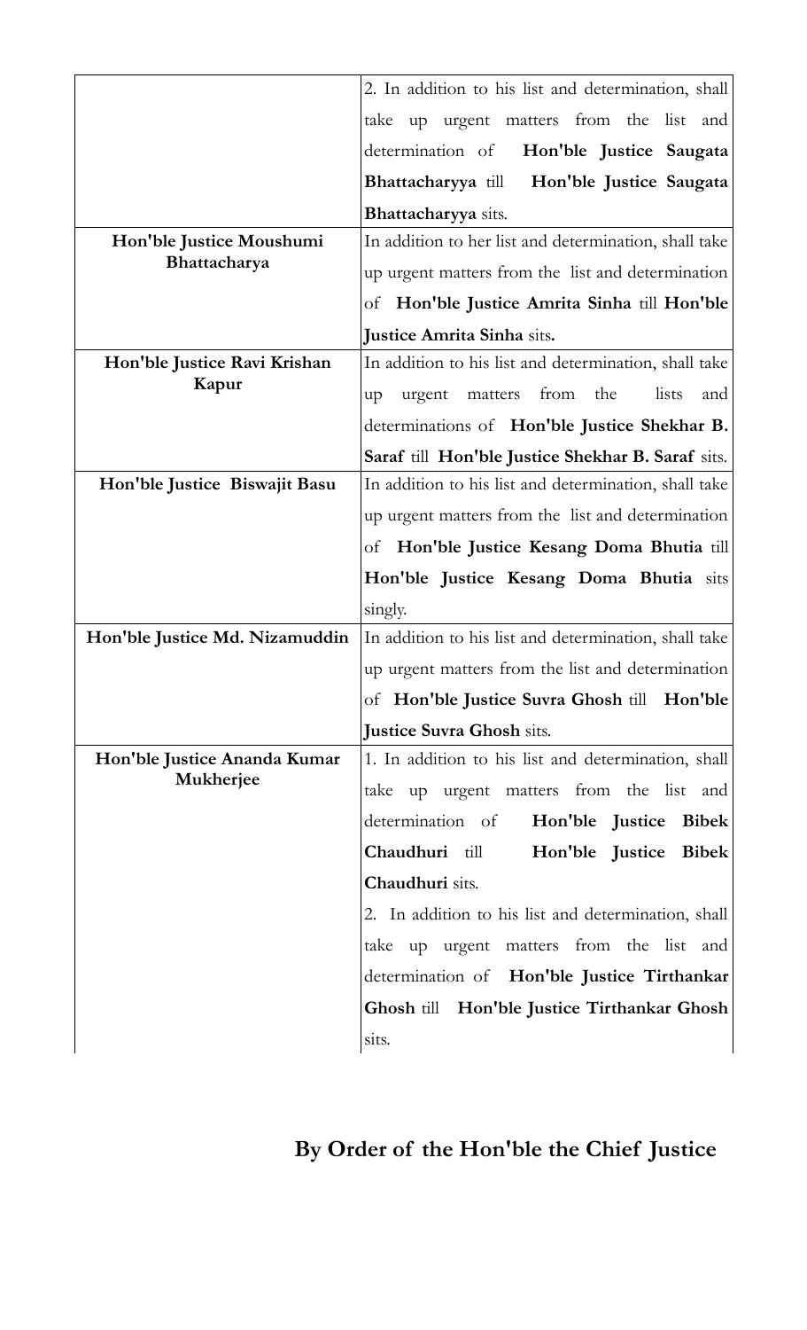| | |
|---|---|
| | 2. In addition to his list and determination, shall take up urgent matters from the list and determination of **Hon'ble Justice Saugata Bhattacharyya** till **Hon'ble Justice Saugata Bhattacharyya** sits. |
| **Hon'ble Justice Moushumi Bhattacharya** | In addition to her list and determination, shall take up urgent matters from the list and determination of **Hon'ble Justice Amrita Sinha** till **Hon'ble Justice Amrita Sinha** sits. |
| **Hon'ble Justice Ravi Krishan Kapur** | In addition to his list and determination, shall take up urgent matters from the lists and determinations of **Hon'ble Justice Shekhar B. Saraf** till **Hon'ble Justice Shekhar B. Saraf** sits. |
| **Hon'ble Justice Biswajit Basu** | In addition to his list and determination, shall take up urgent matters from the list and determination of **Hon'ble Justice Kesang Doma Bhutia** till **Hon'ble Justice Kesang Doma Bhutia** sits singly. |
| **Hon'ble Justice Md. Nizamuddin** | In addition to his list and determination, shall take up urgent matters from the list and determination of **Hon'ble Justice Suvra Ghosh** till **Hon'ble Justice Suvra Ghosh** sits. |
| **Hon'ble Justice Ananda Kumar Mukherjee** | 1. In addition to his list and determination, shall take up urgent matters from the list and determination of **Hon'ble Justice Bibek Chaudhuri** till **Hon'ble Justice Bibek Chaudhuri** sits.<br>2. In addition to his list and determination, shall take up urgent matters from the list and determination of **Hon'ble Justice Tirthankar Ghosh** till **Hon'ble Justice Tirthankar Ghosh** sits. |

**By Order of the Hon'ble the Chief Justice**